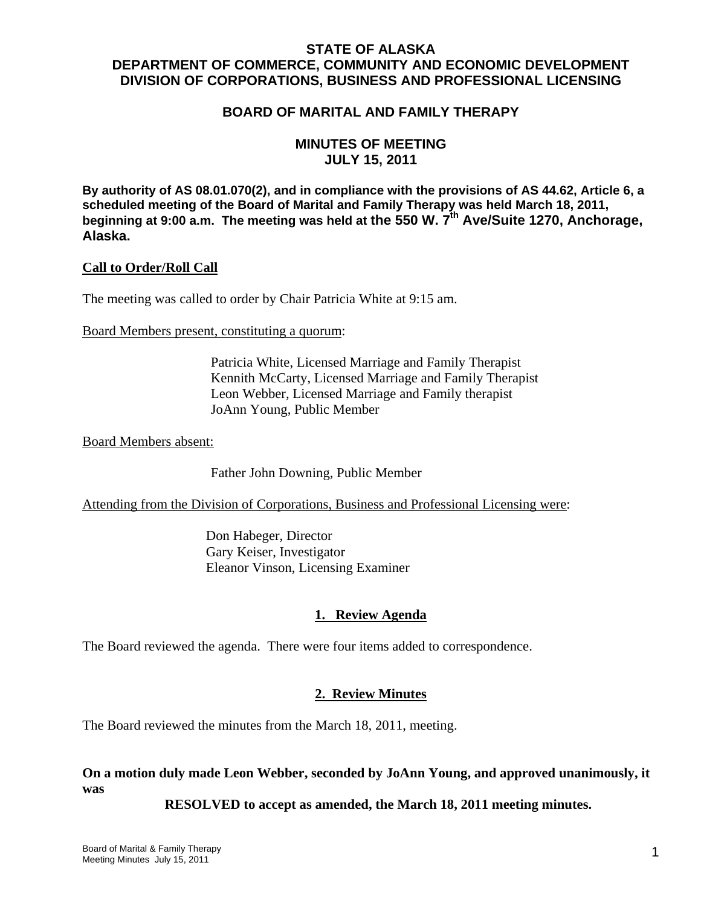# STATE OF ALASKA
# DEPARTMENT OF COMMERCE, COMMUNITY AND ECONOMIC DEVELOPMENT
# DIVISION OF CORPORATIONS, BUSINESS AND PROFESSIONAL LICENSING

## BOARD OF MARITAL AND FAMILY THERAPY

## MINUTES OF MEETING
## JULY 15, 2011

**By authority of AS 08.01.070(2), and in compliance with the provisions of AS 44.62, Article 6, a scheduled meeting of the Board of Marital and Family Therapy was held March 18, 2011, beginning at 9:00 a.m. The meeting was held at the 550 W. 7th Ave/Suite 1270, Anchorage, Alaska.**

**Call to Order/Roll Call**

The meeting was called to order by Chair Patricia White at 9:15 am.

Board Members present, constituting a quorum:

Patricia White, Licensed Marriage and Family Therapist
Kennith McCarty, Licensed Marriage and Family Therapist
Leon Webber, Licensed Marriage and Family therapist
JoAnn Young, Public Member

Board Members absent:

Father John Downing, Public Member

Attending from the Division of Corporations, Business and Professional Licensing were:

Don Habeger, Director
Gary Keiser, Investigator
Eleanor Vinson, Licensing Examiner

### 1. Review Agenda

The Board reviewed the agenda. There were four items added to correspondence.

### 2. Review Minutes

The Board reviewed the minutes from the March 18, 2011, meeting.

**On a motion duly made Leon Webber, seconded by JoAnn Young, and approved unanimously, it was**

**RESOLVED to accept as amended, the March 18, 2011 meeting minutes.**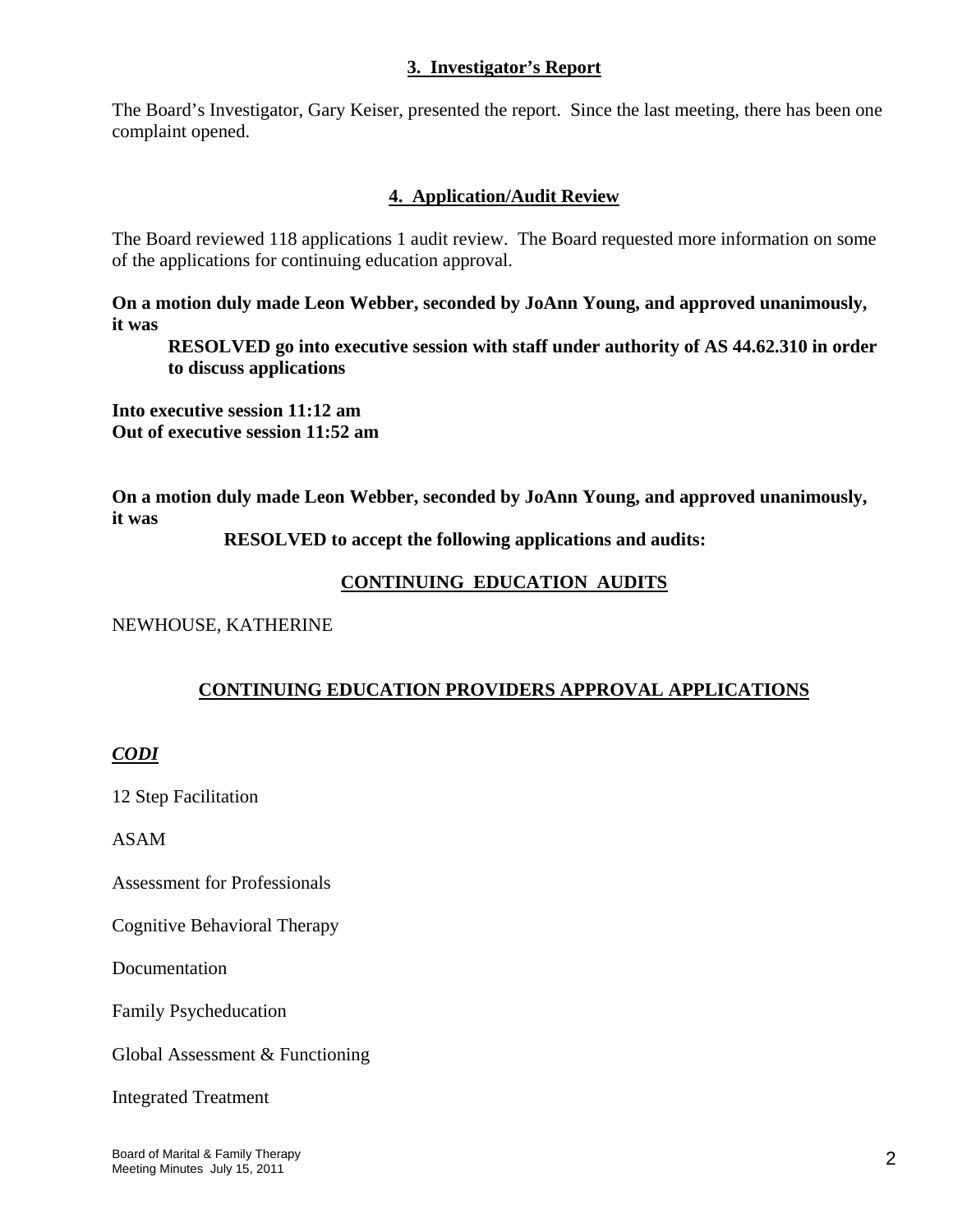## 3. Investigator's Report

The Board's Investigator, Gary Keiser, presented the report. Since the last meeting, there has been one complaint opened.

## 4. Application/Audit Review

The Board reviewed 118 applications 1 audit review. The Board requested more information on some of the applications for continuing education approval.

**On a motion duly made Leon Webber, seconded by JoAnn Young, and approved unanimously, it was**

> **RESOLVED go into executive session with staff under authority of AS 44.62.310 in order to discuss applications**

**Into executive session 11:12 am**
**Out of executive session 11:52 am**

**On a motion duly made Leon Webber, seconded by JoAnn Young, and approved unanimously, it was**

> **RESOLVED to accept the following applications and audits:**

**CONTINUING EDUCATION AUDITS**

NEWHOUSE, KATHERINE

**CONTINUING EDUCATION PROVIDERS APPROVAL APPLICATIONS**

***CODI***

12 Step Facilitation

ASAM

Assessment for Professionals

Cognitive Behavioral Therapy

Documentation

Family Psycheducation

Global Assessment & Functioning

Integrated Treatment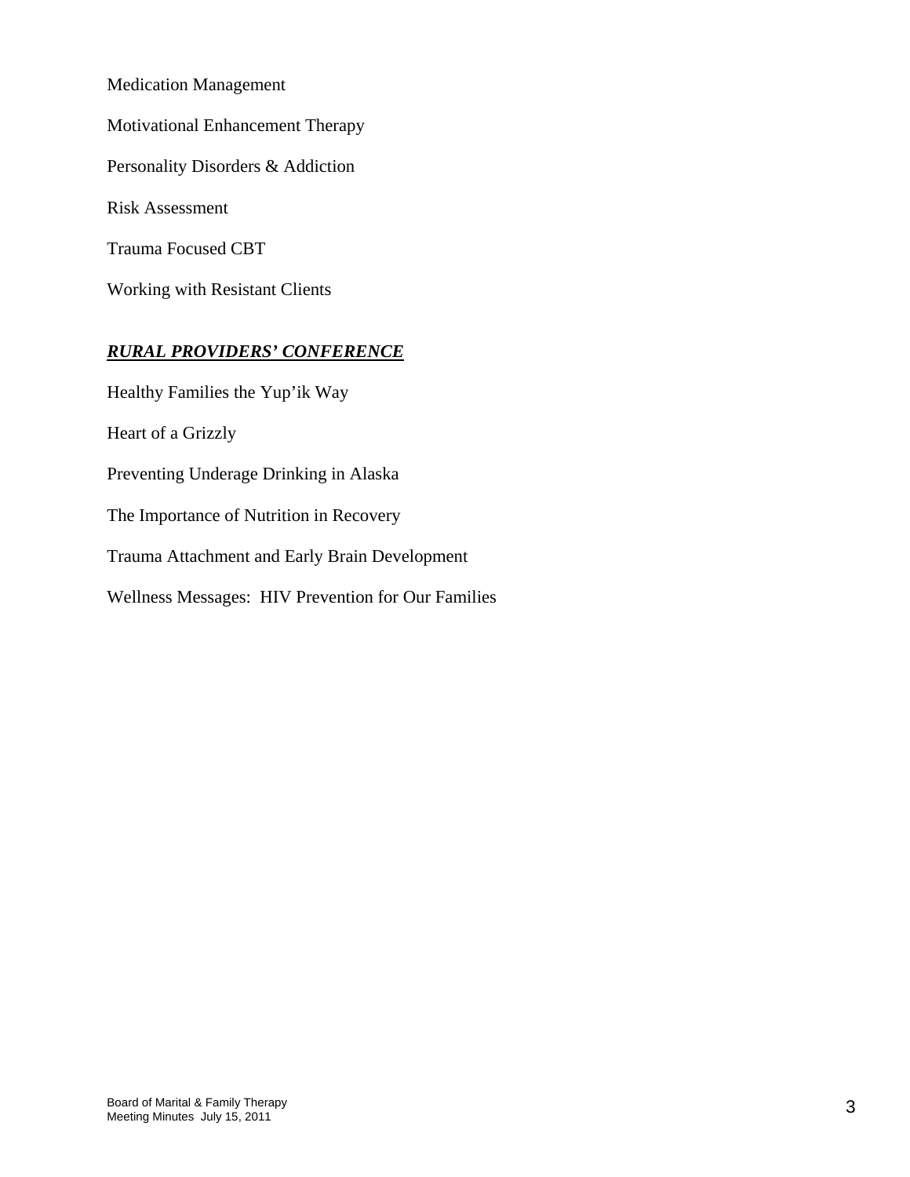Medication Management

Motivational Enhancement Therapy

Personality Disorders & Addiction

Risk Assessment

Trauma Focused CBT

Working with Resistant Clients

***RURAL PROVIDERS' CONFERENCE***

Healthy Families the Yup'ik Way

Heart of a Grizzly

Preventing Underage Drinking in Alaska

The Importance of Nutrition in Recovery

Trauma Attachment and Early Brain Development

Wellness Messages: HIV Prevention for Our Families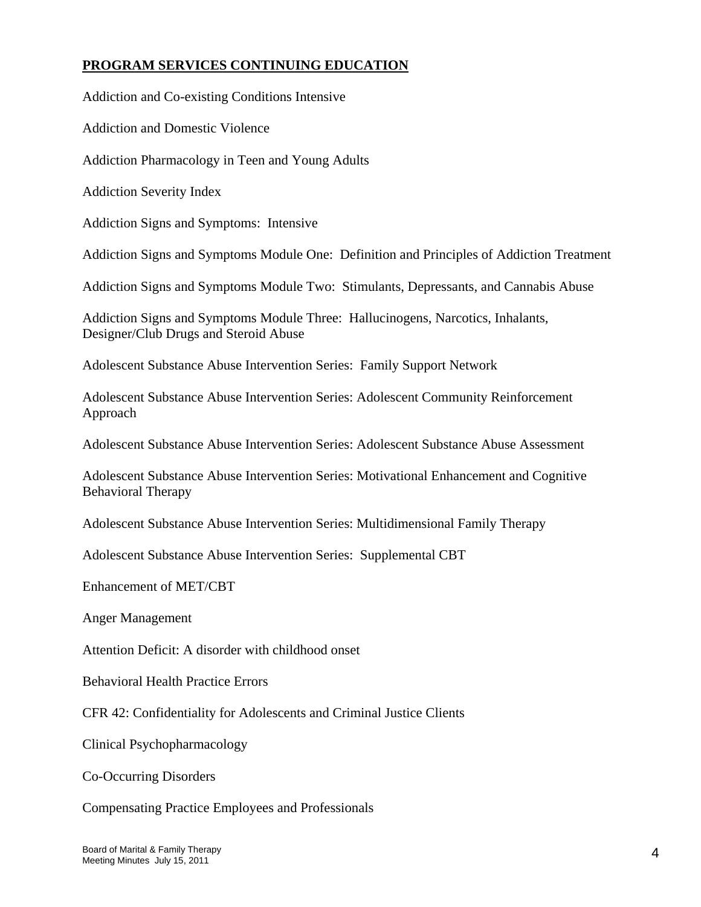**PROGRAM SERVICES CONTINUING EDUCATION**

Addiction and Co-existing Conditions Intensive

Addiction and Domestic Violence

Addiction Pharmacology in Teen and Young Adults

Addiction Severity Index

Addiction Signs and Symptoms: Intensive

Addiction Signs and Symptoms Module One: Definition and Principles of Addiction Treatment

Addiction Signs and Symptoms Module Two: Stimulants, Depressants, and Cannabis Abuse

Addiction Signs and Symptoms Module Three: Hallucinogens, Narcotics, Inhalants, Designer/Club Drugs and Steroid Abuse

Adolescent Substance Abuse Intervention Series: Family Support Network

Adolescent Substance Abuse Intervention Series: Adolescent Community Reinforcement Approach

Adolescent Substance Abuse Intervention Series: Adolescent Substance Abuse Assessment

Adolescent Substance Abuse Intervention Series: Motivational Enhancement and Cognitive Behavioral Therapy

Adolescent Substance Abuse Intervention Series: Multidimensional Family Therapy

Adolescent Substance Abuse Intervention Series: Supplemental CBT

Enhancement of MET/CBT

Anger Management

Attention Deficit: A disorder with childhood onset

Behavioral Health Practice Errors

CFR 42: Confidentiality for Adolescents and Criminal Justice Clients

Clinical Psychopharmacology

Co-Occurring Disorders

Compensating Practice Employees and Professionals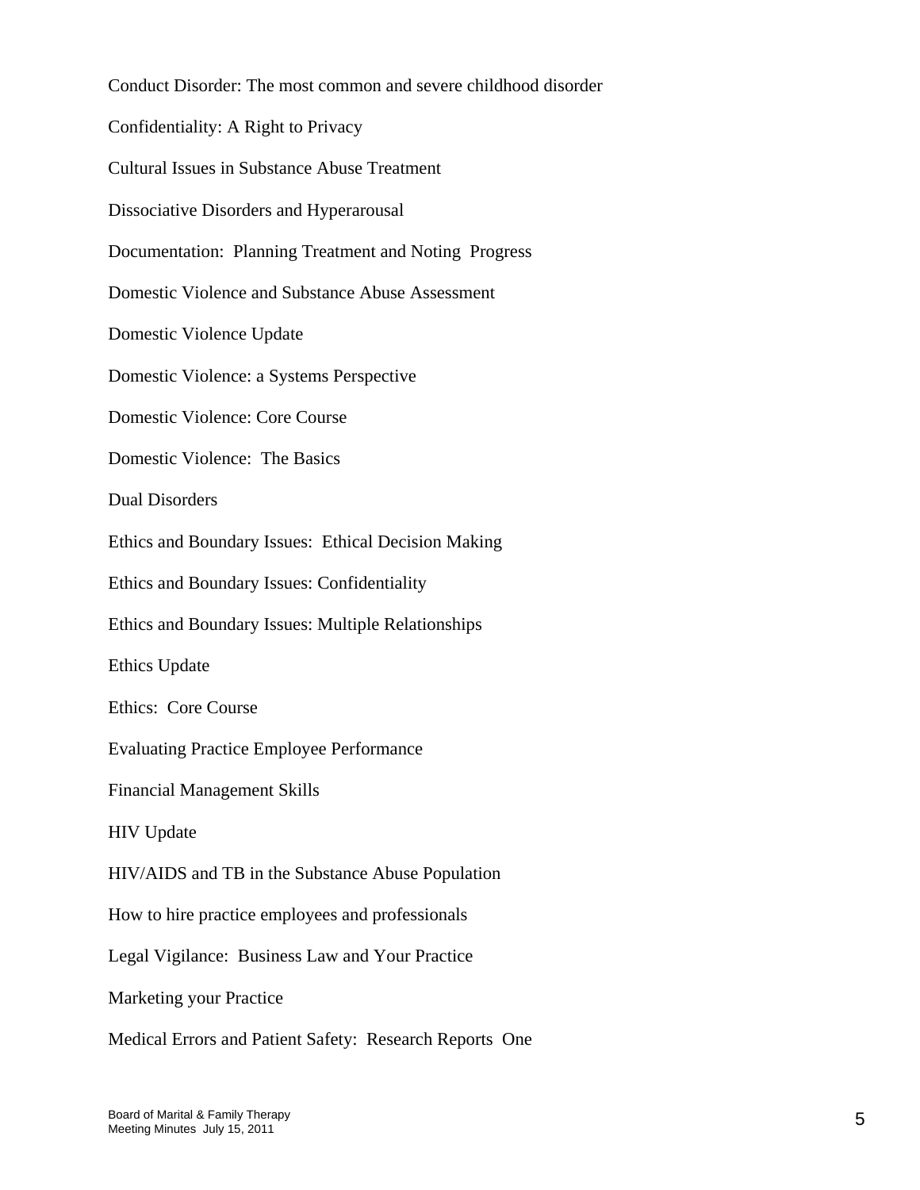Conduct Disorder: The most common and severe childhood disorder

Confidentiality: A Right to Privacy

Cultural Issues in Substance Abuse Treatment

Dissociative Disorders and Hyperarousal

Documentation: Planning Treatment and Noting Progress

Domestic Violence and Substance Abuse Assessment

Domestic Violence Update

Domestic Violence: a Systems Perspective

Domestic Violence: Core Course

Domestic Violence: The Basics

Dual Disorders

Ethics and Boundary Issues: Ethical Decision Making

Ethics and Boundary Issues: Confidentiality

Ethics and Boundary Issues: Multiple Relationships

Ethics Update

Ethics: Core Course

Evaluating Practice Employee Performance

Financial Management Skills

HIV Update

HIV/AIDS and TB in the Substance Abuse Population

How to hire practice employees and professionals

Legal Vigilance: Business Law and Your Practice

Marketing your Practice

Medical Errors and Patient Safety: Research Reports One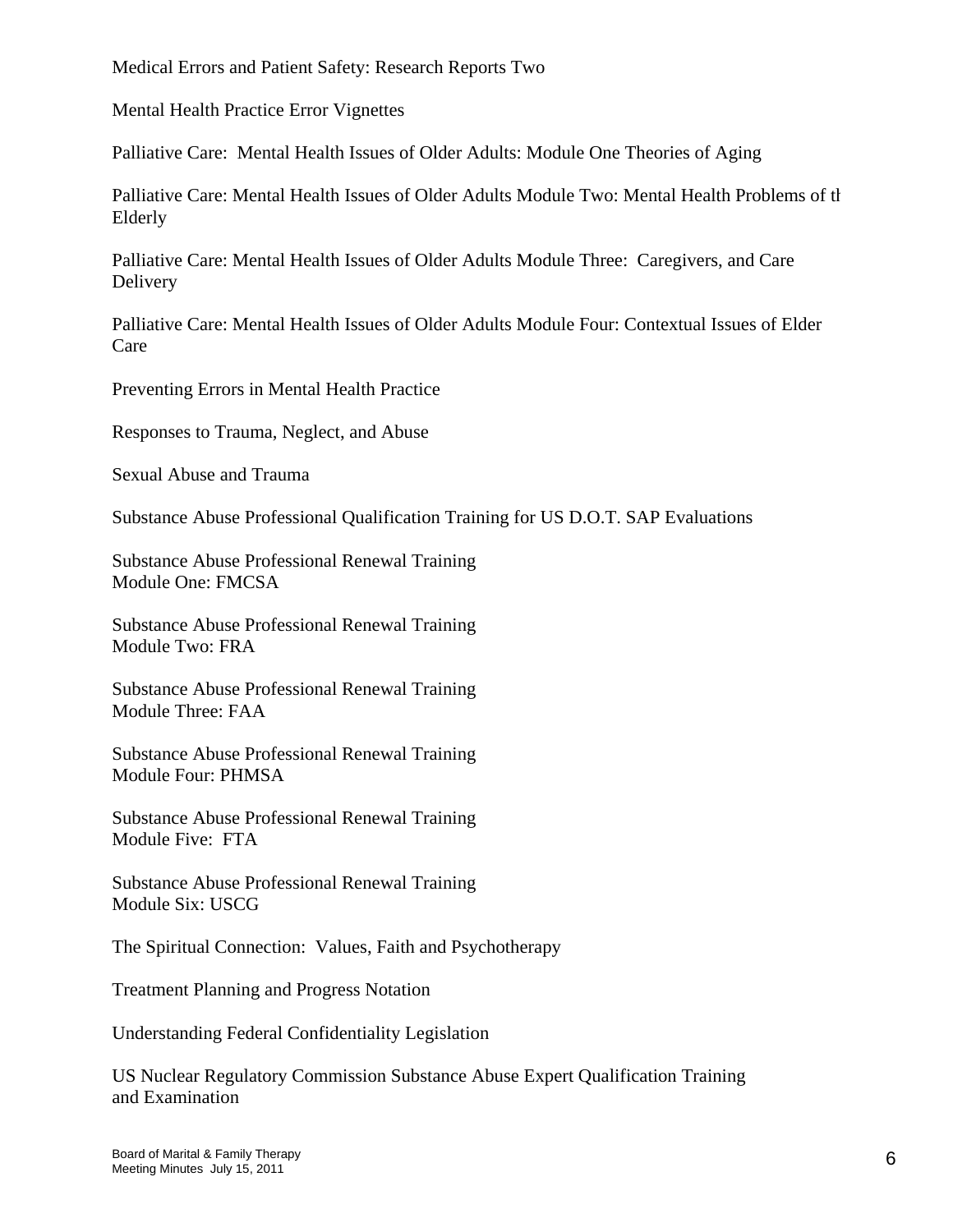Medical Errors and Patient Safety: Research Reports Two

Mental Health Practice Error Vignettes

Palliative Care: Mental Health Issues of Older Adults: Module One Theories of Aging

Palliative Care: Mental Health Issues of Older Adults Module Two: Mental Health Problems of the Elderly

Palliative Care: Mental Health Issues of Older Adults Module Three: Caregivers, and Care Delivery

Palliative Care: Mental Health Issues of Older Adults Module Four: Contextual Issues of Elder Care

Preventing Errors in Mental Health Practice

Responses to Trauma, Neglect, and Abuse

Sexual Abuse and Trauma

Substance Abuse Professional Qualification Training for US D.O.T. SAP Evaluations

Substance Abuse Professional Renewal Training
Module One: FMCSA

Substance Abuse Professional Renewal Training
Module Two: FRA

Substance Abuse Professional Renewal Training
Module Three: FAA

Substance Abuse Professional Renewal Training
Module Four: PHMSA

Substance Abuse Professional Renewal Training
Module Five: FTA

Substance Abuse Professional Renewal Training
Module Six: USCG

The Spiritual Connection: Values, Faith and Psychotherapy

Treatment Planning and Progress Notation

Understanding Federal Confidentiality Legislation

US Nuclear Regulatory Commission Substance Abuse Expert Qualification Training and Examination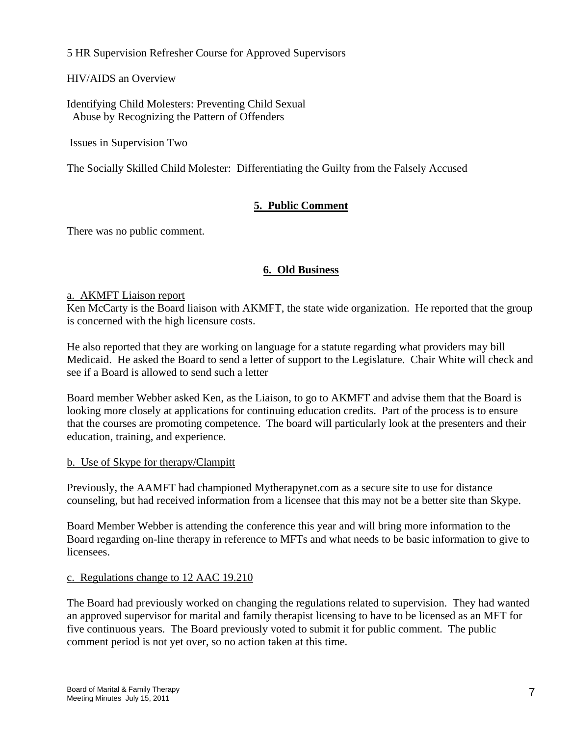5 HR Supervision Refresher Course for Approved Supervisors

HIV/AIDS an Overview

Identifying Child Molesters: Preventing Child Sexual Abuse by Recognizing the Pattern of Offenders

Issues in Supervision Two

The Socially Skilled Child Molester: Differentiating the Guilty from the Falsely Accused

## 5. Public Comment

There was no public comment.

## 6. Old Business

a. AKMFT Liaison report

Ken McCarty is the Board liaison with AKMFT, the state wide organization. He reported that the group is concerned with the high licensure costs.

He also reported that they are working on language for a statute regarding what providers may bill Medicaid. He asked the Board to send a letter of support to the Legislature. Chair White will check and see if a Board is allowed to send such a letter

Board member Webber asked Ken, as the Liaison, to go to AKMFT and advise them that the Board is looking more closely at applications for continuing education credits. Part of the process is to ensure that the courses are promoting competence. The board will particularly look at the presenters and their education, training, and experience.

b. Use of Skype for therapy/Clampitt

Previously, the AAMFT had championed Mytherapynet.com as a secure site to use for distance counseling, but had received information from a licensee that this may not be a better site than Skype.

Board Member Webber is attending the conference this year and will bring more information to the Board regarding on-line therapy in reference to MFTs and what needs to be basic information to give to licensees.

c. Regulations change to 12 AAC 19.210

The Board had previously worked on changing the regulations related to supervision. They had wanted an approved supervisor for marital and family therapist licensing to have to be licensed as an MFT for five continuous years. The Board previously voted to submit it for public comment. The public comment period is not yet over, so no action taken at this time.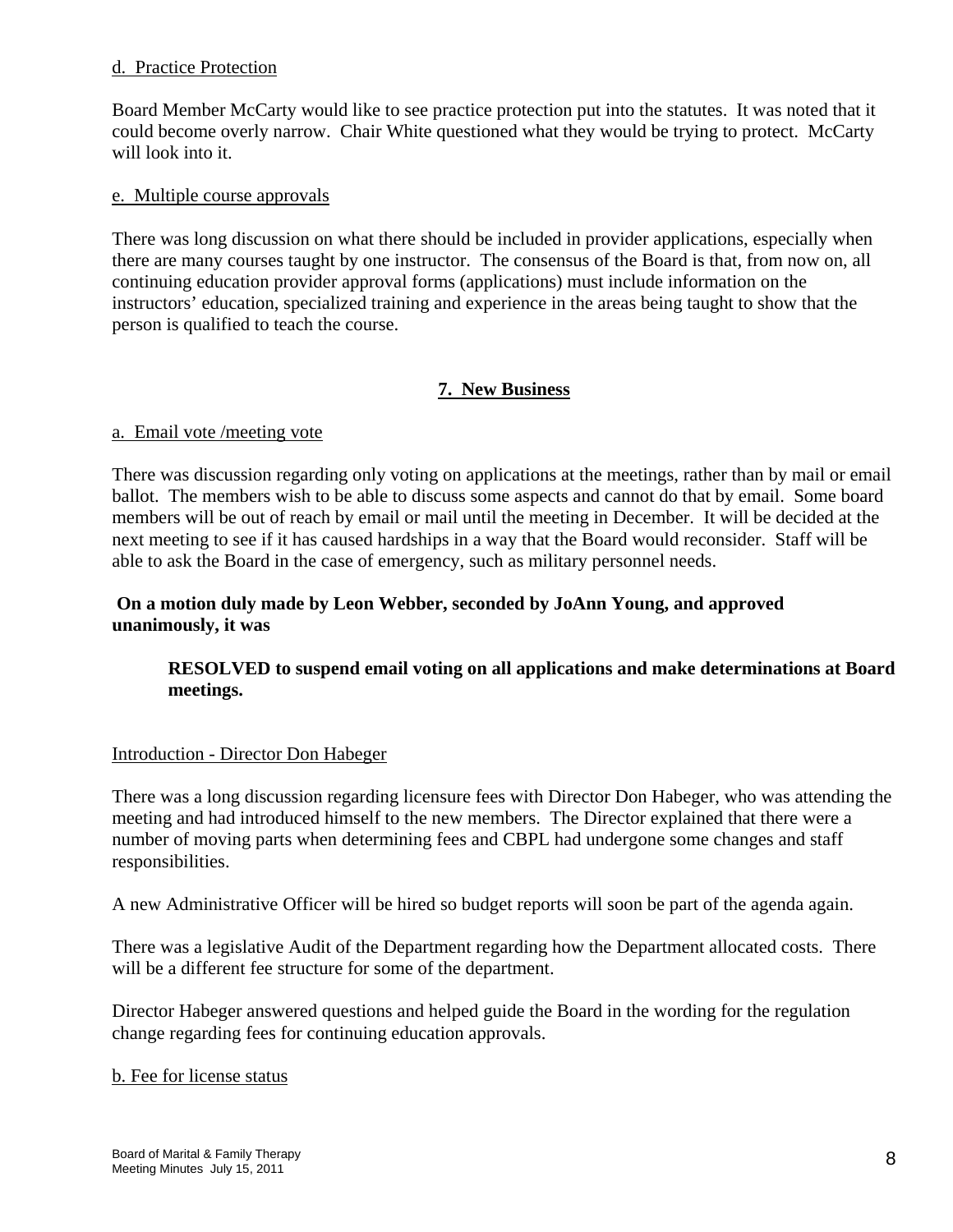d. Practice Protection

Board Member McCarty would like to see practice protection put into the statutes. It was noted that it could become overly narrow. Chair White questioned what they would be trying to protect. McCarty will look into it.

e. Multiple course approvals

There was long discussion on what there should be included in provider applications, especially when there are many courses taught by one instructor. The consensus of the Board is that, from now on, all continuing education provider approval forms (applications) must include information on the instructors' education, specialized training and experience in the areas being taught to show that the person is qualified to teach the course.

## 7. New Business

a. Email vote /meeting vote

There was discussion regarding only voting on applications at the meetings, rather than by mail or email ballot. The members wish to be able to discuss some aspects and cannot do that by email. Some board members will be out of reach by email or mail until the meeting in December. It will be decided at the next meeting to see if it has caused hardships in a way that the Board would reconsider. Staff will be able to ask the Board in the case of emergency, such as military personnel needs.

**On a motion duly made by Leon Webber, seconded by JoAnn Young, and approved unanimously, it was**

> **RESOLVED to suspend email voting on all applications and make determinations at Board meetings.**

Introduction - Director Don Habeger

There was a long discussion regarding licensure fees with Director Don Habeger, who was attending the meeting and had introduced himself to the new members. The Director explained that there were a number of moving parts when determining fees and CBPL had undergone some changes and staff responsibilities.

A new Administrative Officer will be hired so budget reports will soon be part of the agenda again.

There was a legislative Audit of the Department regarding how the Department allocated costs. There will be a different fee structure for some of the department.

Director Habeger answered questions and helped guide the Board in the wording for the regulation change regarding fees for continuing education approvals.

b. Fee for license status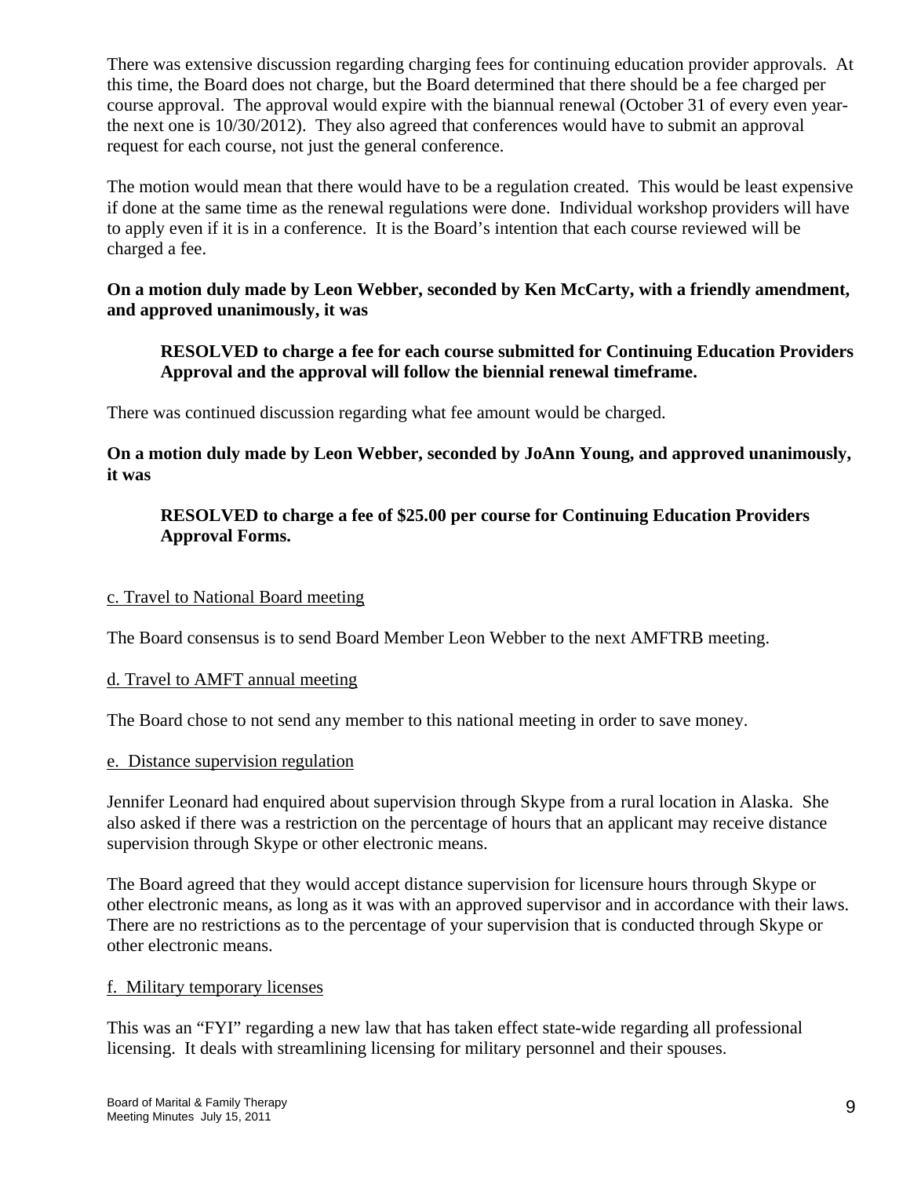There was extensive discussion regarding charging fees for continuing education provider approvals. At this time, the Board does not charge, but the Board determined that there should be a fee charged per course approval. The approval would expire with the biannual renewal (October 31 of every even year-the next one is 10/30/2012). They also agreed that conferences would have to submit an approval request for each course, not just the general conference.

The motion would mean that there would have to be a regulation created. This would be least expensive if done at the same time as the renewal regulations were done. Individual workshop providers will have to apply even if it is in a conference. It is the Board's intention that each course reviewed will be charged a fee.

**On a motion duly made by Leon Webber, seconded by Ken McCarty, with a friendly amendment, and approved unanimously, it was**

> **RESOLVED to charge a fee for each course submitted for Continuing Education Providers Approval and the approval will follow the biennial renewal timeframe.**

There was continued discussion regarding what fee amount would be charged.

**On a motion duly made by Leon Webber, seconded by JoAnn Young, and approved unanimously, it was**

> **RESOLVED to charge a fee of $25.00 per course for Continuing Education Providers Approval Forms.**

<u>c. Travel to National Board meeting</u>

The Board consensus is to send Board Member Leon Webber to the next AMFTRB meeting.

<u>d. Travel to AMFT annual meeting</u>

The Board chose to not send any member to this national meeting in order to save money.

<u>e. Distance supervision regulation</u>

Jennifer Leonard had enquired about supervision through Skype from a rural location in Alaska. She also asked if there was a restriction on the percentage of hours that an applicant may receive distance supervision through Skype or other electronic means.

The Board agreed that they would accept distance supervision for licensure hours through Skype or other electronic means, as long as it was with an approved supervisor and in accordance with their laws. There are no restrictions as to the percentage of your supervision that is conducted through Skype or other electronic means.

<u>f. Military temporary licenses</u>

This was an "FYI" regarding a new law that has taken effect state-wide regarding all professional licensing. It deals with streamlining licensing for military personnel and their spouses.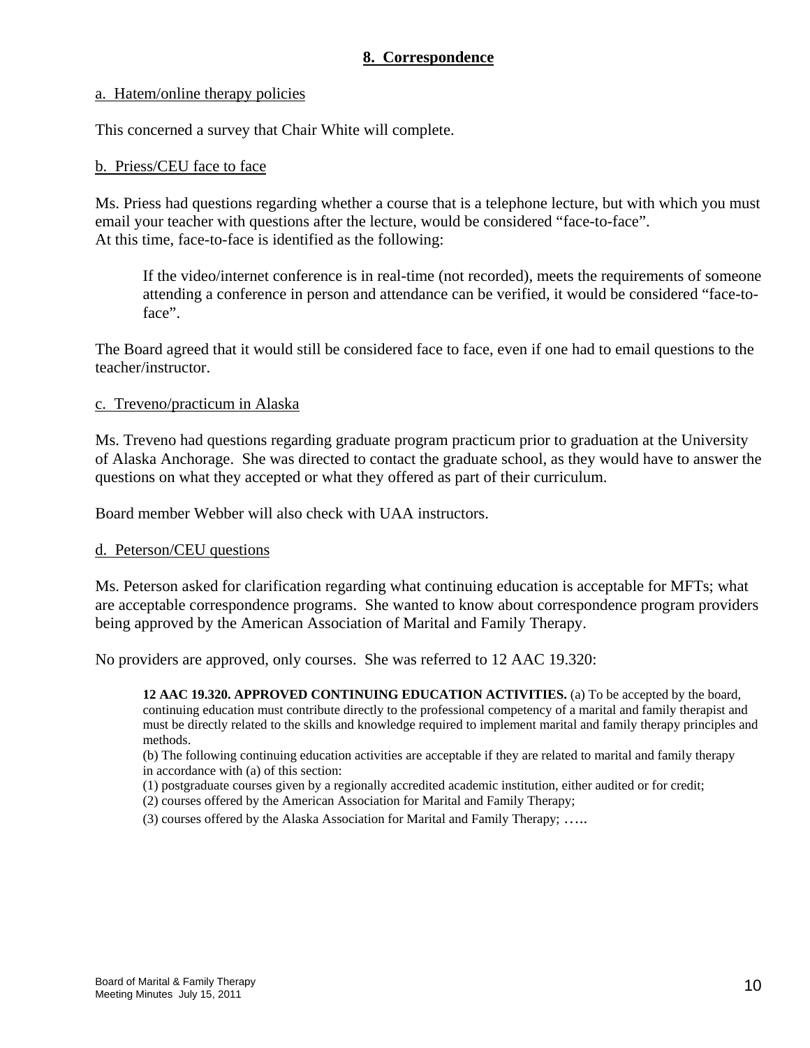## 8. Correspondence

a. Hatem/online therapy policies

This concerned a survey that Chair White will complete.

b. Priess/CEU face to face

Ms. Priess had questions regarding whether a course that is a telephone lecture, but with which you must email your teacher with questions after the lecture, would be considered "face-to-face".
At this time, face-to-face is identified as the following:

> If the video/internet conference is in real-time (not recorded), meets the requirements of someone attending a conference in person and attendance can be verified, it would be considered "face-to-face".

The Board agreed that it would still be considered face to face, even if one had to email questions to the teacher/instructor.

c. Treveno/practicum in Alaska

Ms. Treveno had questions regarding graduate program practicum prior to graduation at the University of Alaska Anchorage. She was directed to contact the graduate school, as they would have to answer the questions on what they accepted or what they offered as part of their curriculum.

Board member Webber will also check with UAA instructors.

d. Peterson/CEU questions

Ms. Peterson asked for clarification regarding what continuing education is acceptable for MFTs; what are acceptable correspondence programs. She wanted to know about correspondence program providers being approved by the American Association of Marital and Family Therapy.

No providers are approved, only courses. She was referred to 12 AAC 19.320:

> **12 AAC 19.320. APPROVED CONTINUING EDUCATION ACTIVITIES.** (a) To be accepted by the board, continuing education must contribute directly to the professional competency of a marital and family therapist and must be directly related to the skills and knowledge required to implement marital and family therapy principles and methods.
> (b) The following continuing education activities are acceptable if they are related to marital and family therapy in accordance with (a) of this section:
> (1) postgraduate courses given by a regionally accredited academic institution, either audited or for credit;
> (2) courses offered by the American Association for Marital and Family Therapy;
> (3) courses offered by the Alaska Association for Marital and Family Therapy; …..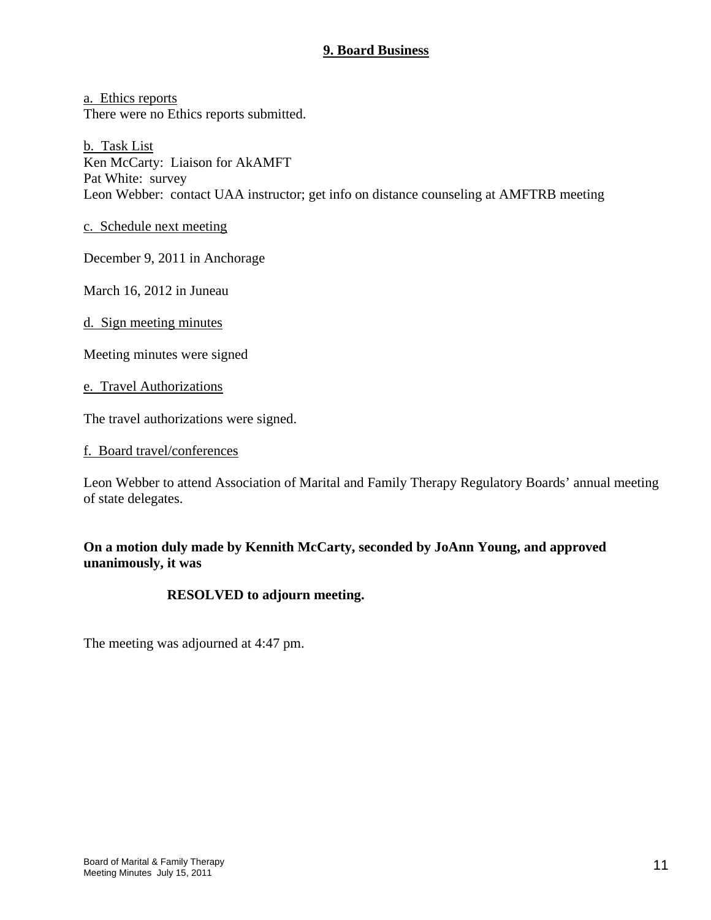## 9. Board Business

a. Ethics reports
There were no Ethics reports submitted.

b. Task List
Ken McCarty: Liaison for AkAMFT
Pat White: survey
Leon Webber: contact UAA instructor; get info on distance counseling at AMFTRB meeting

c. Schedule next meeting

December 9, 2011 in Anchorage

March 16, 2012 in Juneau

d. Sign meeting minutes

Meeting minutes were signed

e. Travel Authorizations

The travel authorizations were signed.

f. Board travel/conferences

Leon Webber to attend Association of Marital and Family Therapy Regulatory Boards' annual meeting of state delegates.

**On a motion duly made by Kennith McCarty, seconded by JoAnn Young, and approved unanimously, it was**

**RESOLVED to adjourn meeting.**

The meeting was adjourned at 4:47 pm.